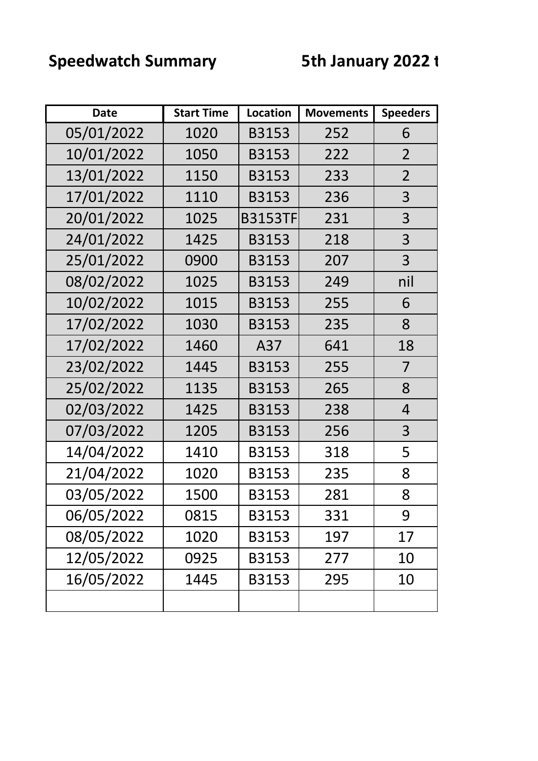**Speedwatch Summary** **5th January 2022 t**

| Date | Start Time | Location | Movements | Speeders |
|---|---|---|---|---|
| 05/01/2022 | 1020 | B3153 | 252 | 6 |
| 10/01/2022 | 1050 | B3153 | 222 | 2 |
| 13/01/2022 | 1150 | B3153 | 233 | 2 |
| 17/01/2022 | 1110 | B3153 | 236 | 3 |
| 20/01/2022 | 1025 | B3153TF | 231 | 3 |
| 24/01/2022 | 1425 | B3153 | 218 | 3 |
| 25/01/2022 | 0900 | B3153 | 207 | 3 |
| 08/02/2022 | 1025 | B3153 | 249 | nil |
| 10/02/2022 | 1015 | B3153 | 255 | 6 |
| 17/02/2022 | 1030 | B3153 | 235 | 8 |
| 17/02/2022 | 1460 | A37 | 641 | 18 |
| 23/02/2022 | 1445 | B3153 | 255 | 7 |
| 25/02/2022 | 1135 | B3153 | 265 | 8 |
| 02/03/2022 | 1425 | B3153 | 238 | 4 |
| 07/03/2022 | 1205 | B3153 | 256 | 3 |
| 14/04/2022 | 1410 | B3153 | 318 | 5 |
| 21/04/2022 | 1020 | B3153 | 235 | 8 |
| 03/05/2022 | 1500 | B3153 | 281 | 8 |
| 06/05/2022 | 0815 | B3153 | 331 | 9 |
| 08/05/2022 | 1020 | B3153 | 197 | 17 |
| 12/05/2022 | 0925 | B3153 | 277 | 10 |
| 16/05/2022 | 1445 | B3153 | 295 | 10 |
| | | | | |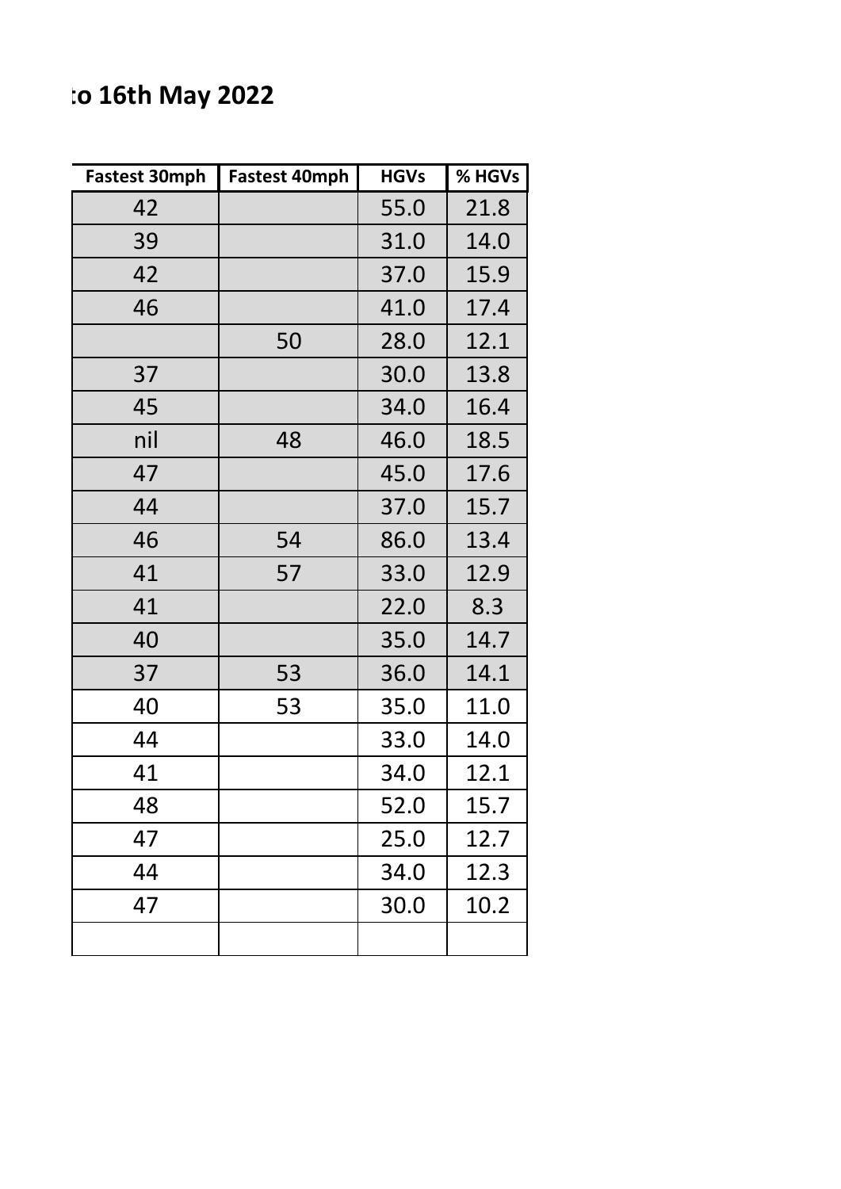## to 16th May 2022

| Fastest 30mph | Fastest 40mph | HGVs | % HGVs |
|---|---|---|---|
| 42 | | 55.0 | 21.8 |
| 39 | | 31.0 | 14.0 |
| 42 | | 37.0 | 15.9 |
| 46 | | 41.0 | 17.4 |
| | 50 | 28.0 | 12.1 |
| 37 | | 30.0 | 13.8 |
| 45 | | 34.0 | 16.4 |
| nil | 48 | 46.0 | 18.5 |
| 47 | | 45.0 | 17.6 |
| 44 | | 37.0 | 15.7 |
| 46 | 54 | 86.0 | 13.4 |
| 41 | 57 | 33.0 | 12.9 |
| 41 | | 22.0 | 8.3 |
| 40 | | 35.0 | 14.7 |
| 37 | 53 | 36.0 | 14.1 |
| 40 | 53 | 35.0 | 11.0 |
| 44 | | 33.0 | 14.0 |
| 41 | | 34.0 | 12.1 |
| 48 | | 52.0 | 15.7 |
| 47 | | 25.0 | 12.7 |
| 44 | | 34.0 | 12.3 |
| 47 | | 30.0 | 10.2 |
| | | | |